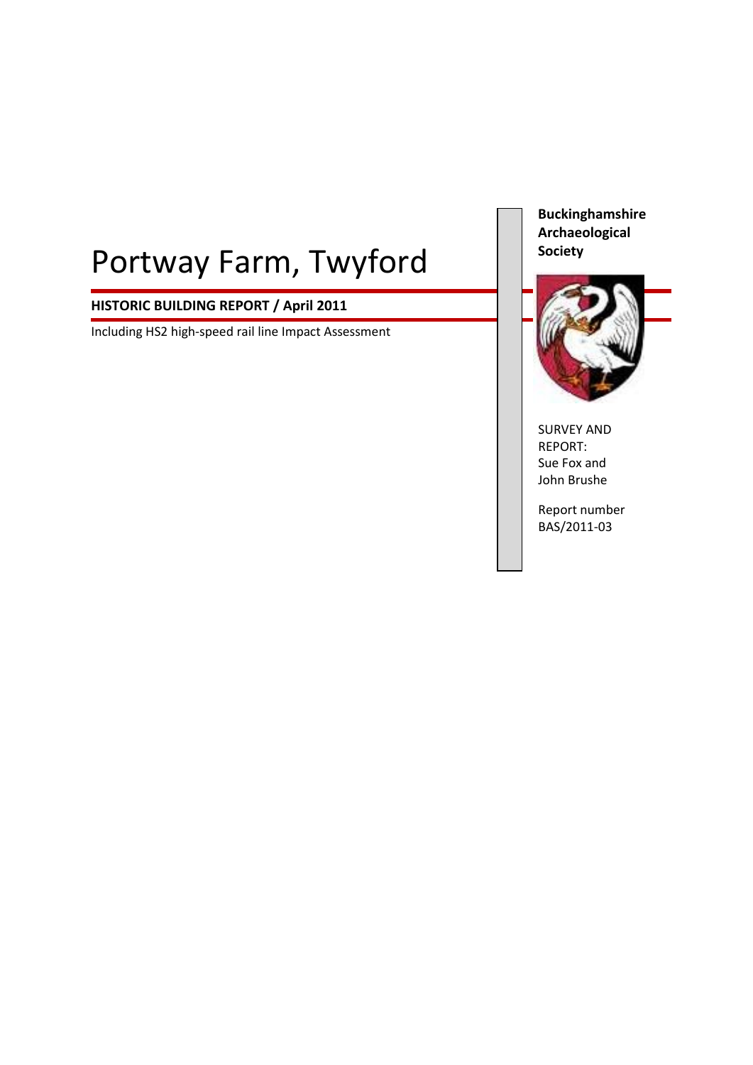# Portway Farm, Twyford

**HISTORIC BUILDING REPORT / April 2011**

Including HS2 high-speed rail line Impact Assessment

**Buckinghamshire Archaeological Society**

SURVEY AND REPORT:
Sue Fox and John Brushe

Report number BAS/2011-03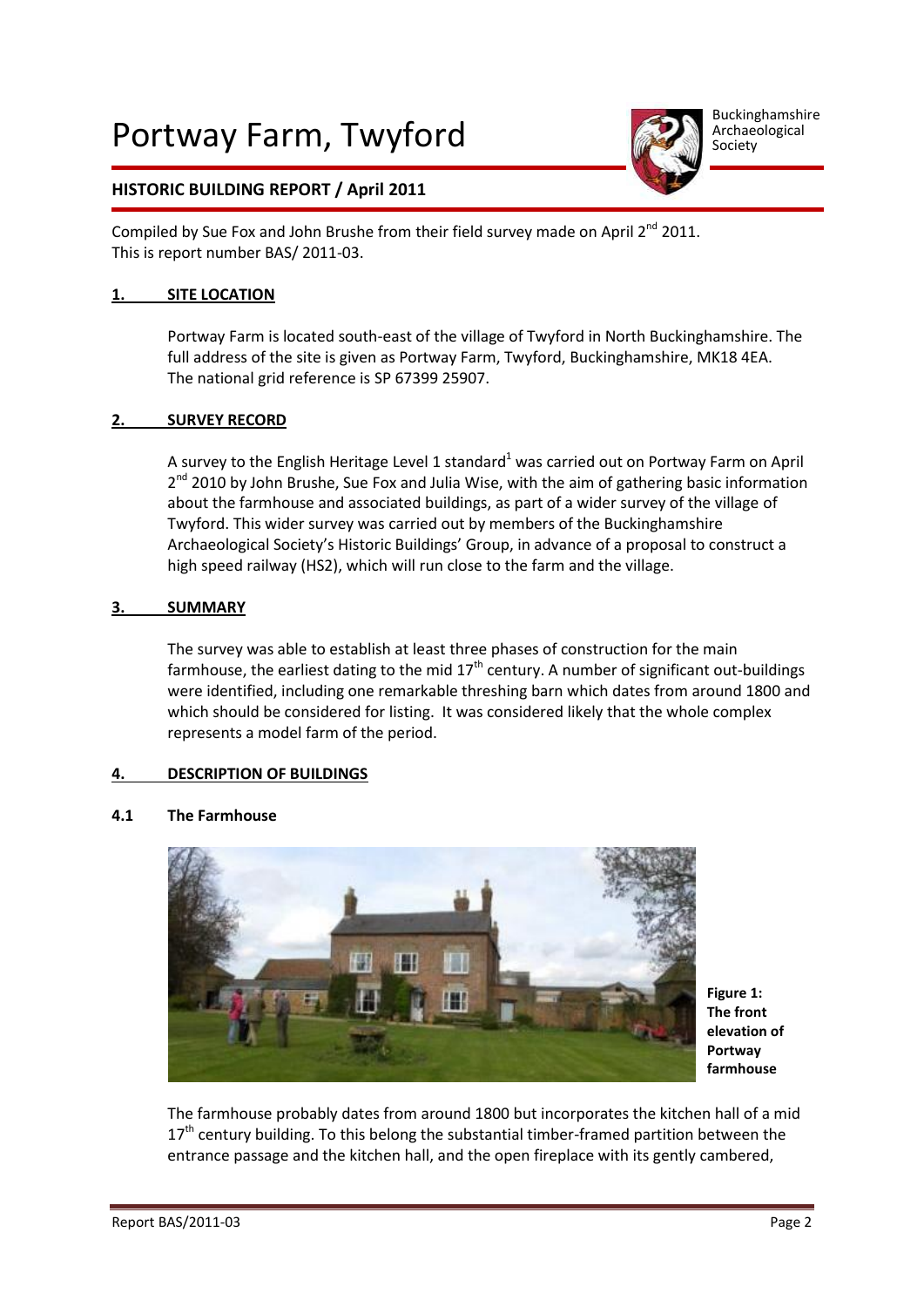# Portway Farm, Twyford

Buckinghamshire Archaeological Society

## HISTORIC BUILDING REPORT / April 2011

Compiled by Sue Fox and John Brushe from their field survey made on April 2nd 2011.
This is report number BAS/ 2011-03.

### 1. SITE LOCATION

Portway Farm is located south-east of the village of Twyford in North Buckinghamshire. The full address of the site is given as Portway Farm, Twyford, Buckinghamshire, MK18 4EA. The national grid reference is SP 67399 25907.

### 2. SURVEY RECORD

A survey to the English Heritage Level 1 standard[1] was carried out on Portway Farm on April 2nd 2010 by John Brushe, Sue Fox and Julia Wise, with the aim of gathering basic information about the farmhouse and associated buildings, as part of a wider survey of the village of Twyford. This wider survey was carried out by members of the Buckinghamshire Archaeological Society's Historic Buildings' Group, in advance of a proposal to construct a high speed railway (HS2), which will run close to the farm and the village.

### 3. SUMMARY

The survey was able to establish at least three phases of construction for the main farmhouse, the earliest dating to the mid 17th century. A number of significant out-buildings were identified, including one remarkable threshing barn which dates from around 1800 and which should be considered for listing. It was considered likely that the whole complex represents a model farm of the period.

### 4. DESCRIPTION OF BUILDINGS

#### 4.1 The Farmhouse

**Figure 1: The front elevation of Portway farmhouse**

The farmhouse probably dates from around 1800 but incorporates the kitchen hall of a mid 17th century building. To this belong the substantial timber-framed partition between the entrance passage and the kitchen hall, and the open fireplace with its gently cambered,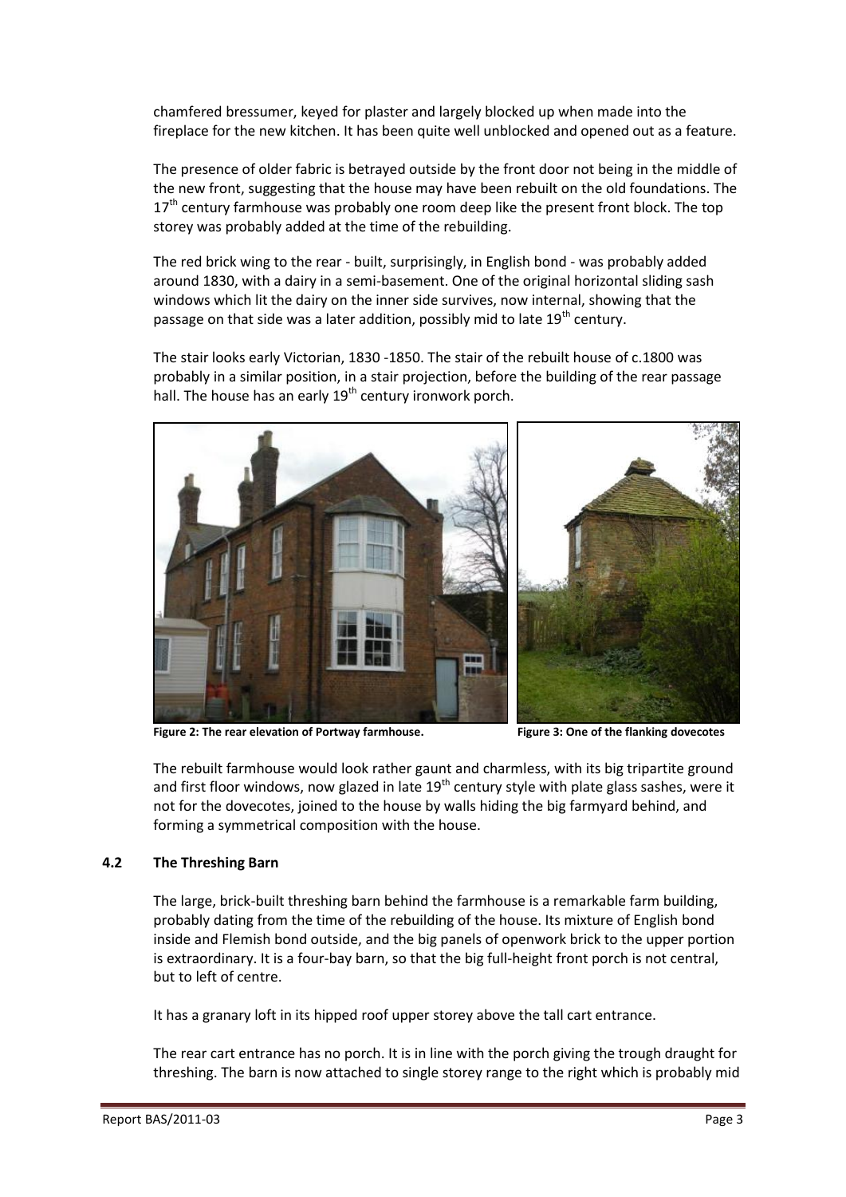chamfered bressumer, keyed for plaster and largely blocked up when made into the fireplace for the new kitchen. It has been quite well unblocked and opened out as a feature.

The presence of older fabric is betrayed outside by the front door not being in the middle of the new front, suggesting that the house may have been rebuilt on the old foundations. The 17th century farmhouse was probably one room deep like the present front block. The top storey was probably added at the time of the rebuilding.

The red brick wing to the rear - built, surprisingly, in English bond - was probably added around 1830, with a dairy in a semi-basement. One of the original horizontal sliding sash windows which lit the dairy on the inner side survives, now internal, showing that the passage on that side was a later addition, possibly mid to late 19th century.

The stair looks early Victorian, 1830 -1850. The stair of the rebuilt house of c.1800 was probably in a similar position, in a stair projection, before the building of the rear passage hall. The house has an early 19th century ironwork porch.

**Figure 2: The rear elevation of Portway farmhouse.**

**Figure 3: One of the flanking dovecotes**

The rebuilt farmhouse would look rather gaunt and charmless, with its big tripartite ground and first floor windows, now glazed in late 19th century style with plate glass sashes, were it not for the dovecotes, joined to the house by walls hiding the big farmyard behind, and forming a symmetrical composition with the house.

## 4.2 The Threshing Barn

The large, brick-built threshing barn behind the farmhouse is a remarkable farm building, probably dating from the time of the rebuilding of the house. Its mixture of English bond inside and Flemish bond outside, and the big panels of openwork brick to the upper portion is extraordinary. It is a four-bay barn, so that the big full-height front porch is not central, but to left of centre.

It has a granary loft in its hipped roof upper storey above the tall cart entrance.

The rear cart entrance has no porch. It is in line with the porch giving the trough draught for threshing. The barn is now attached to single storey range to the right which is probably mid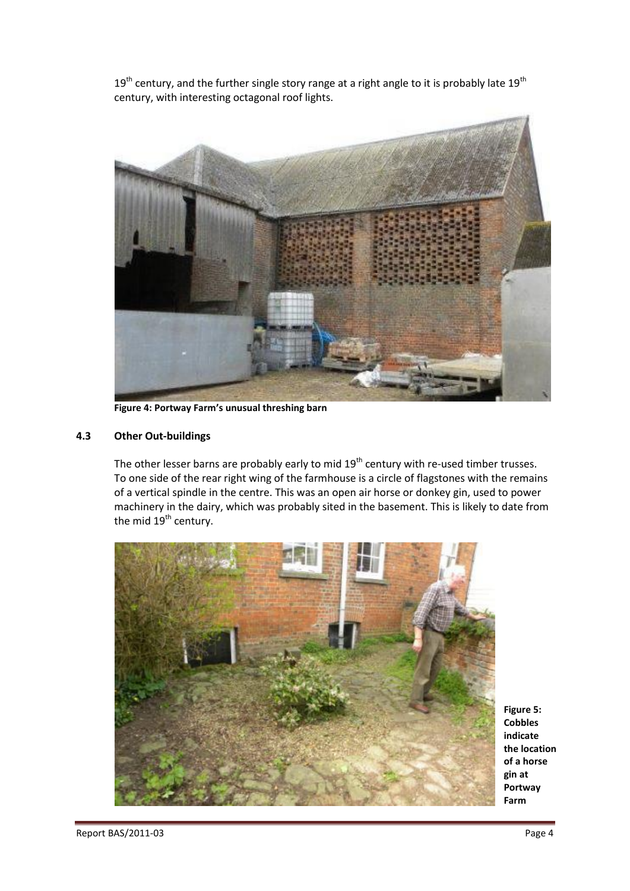19th century, and the further single story range at a right angle to it is probably late 19th century, with interesting octagonal roof lights.

**Figure 4: Portway Farm's unusual threshing barn**

### 4.3 Other Out-buildings

The other lesser barns are probably early to mid 19th century with re-used timber trusses. To one side of the rear right wing of the farmhouse is a circle of flagstones with the remains of a vertical spindle in the centre. This was an open air horse or donkey gin, used to power machinery in the dairy, which was probably sited in the basement. This is likely to date from the mid 19th century.

**Figure 5: Cobbles indicate the location of a horse gin at Portway Farm**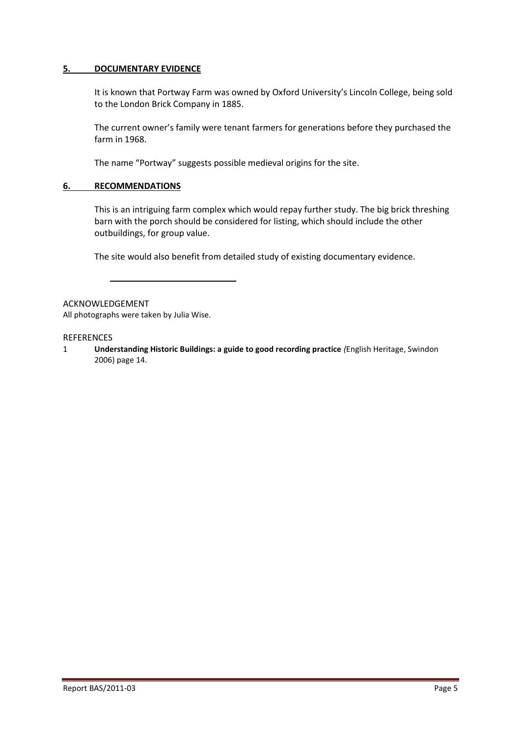## 5. DOCUMENTARY EVIDENCE

It is known that Portway Farm was owned by Oxford University's Lincoln College, being sold to the London Brick Company in 1885.

The current owner's family were tenant farmers for generations before they purchased the farm in 1968.

The name "Portway" suggests possible medieval origins for the site.

## 6. RECOMMENDATIONS

This is an intriguing farm complex which would repay further study. The big brick threshing barn with the porch should be considered for listing, which should include the other outbuildings, for group value.

The site would also benefit from detailed study of existing documentary evidence.

---

ACKNOWLEDGEMENT

All photographs were taken by Julia Wise.

REFERENCES

1 **Understanding Historic Buildings: a guide to good recording practice** *(*English Heritage, Swindon 2006) page 14.